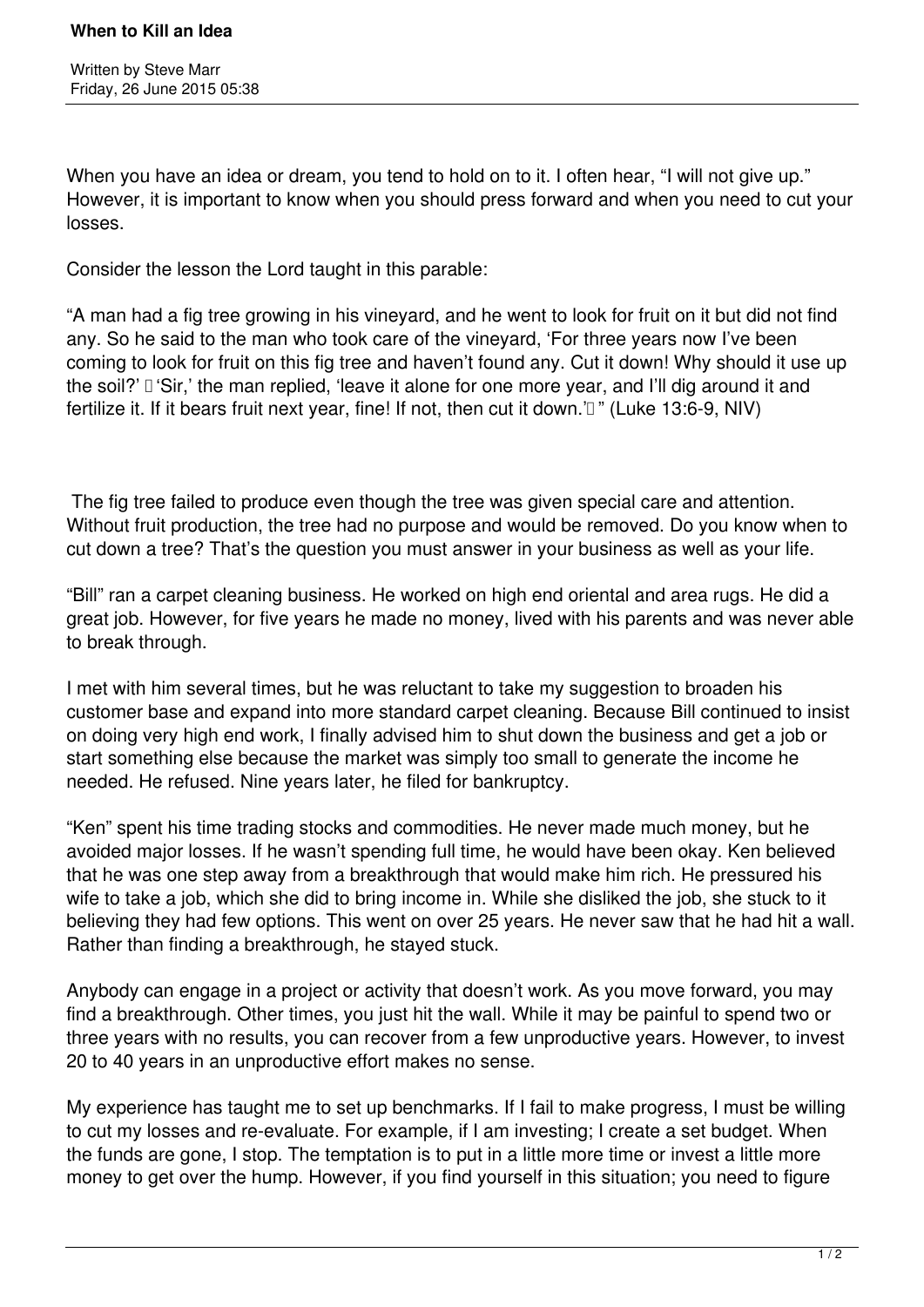# When to Kill an Idea

Written by Steve Marr
Friday, 26 June 2015 05:38

When you have an idea or dream, you tend to hold on to it. I often hear, "I will not give up." However, it is important to know when you should press forward and when you need to cut your losses.

Consider the lesson the Lord taught in this parable:

"A man had a fig tree growing in his vineyard, and he went to look for fruit on it but did not find any. So he said to the man who took care of the vineyard, 'For three years now I've been coming to look for fruit on this fig tree and haven't found any. Cut it down! Why should it use up the soil?' 'Sir,' the man replied, 'leave it alone for one more year, and I'll dig around it and fertilize it. If it bears fruit next year, fine! If not, then cut it down.'" (Luke 13:6-9, NIV)

The fig tree failed to produce even though the tree was given special care and attention. Without fruit production, the tree had no purpose and would be removed. Do you know when to cut down a tree? That's the question you must answer in your business as well as your life.

"Bill" ran a carpet cleaning business. He worked on high end oriental and area rugs. He did a great job. However, for five years he made no money, lived with his parents and was never able to break through.

I met with him several times, but he was reluctant to take my suggestion to broaden his customer base and expand into more standard carpet cleaning. Because Bill continued to insist on doing very high end work, I finally advised him to shut down the business and get a job or start something else because the market was simply too small to generate the income he needed. He refused. Nine years later, he filed for bankruptcy.

"Ken" spent his time trading stocks and commodities. He never made much money, but he avoided major losses. If he wasn't spending full time, he would have been okay. Ken believed that he was one step away from a breakthrough that would make him rich. He pressured his wife to take a job, which she did to bring income in. While she disliked the job, she stuck to it believing they had few options. This went on over 25 years. He never saw that he had hit a wall. Rather than finding a breakthrough, he stayed stuck.

Anybody can engage in a project or activity that doesn't work. As you move forward, you may find a breakthrough. Other times, you just hit the wall. While it may be painful to spend two or three years with no results, you can recover from a few unproductive years. However, to invest 20 to 40 years in an unproductive effort makes no sense.

My experience has taught me to set up benchmarks. If I fail to make progress, I must be willing to cut my losses and re-evaluate. For example, if I am investing; I create a set budget. When the funds are gone, I stop. The temptation is to put in a little more time or invest a little more money to get over the hump. However, if you find yourself in this situation; you need to figure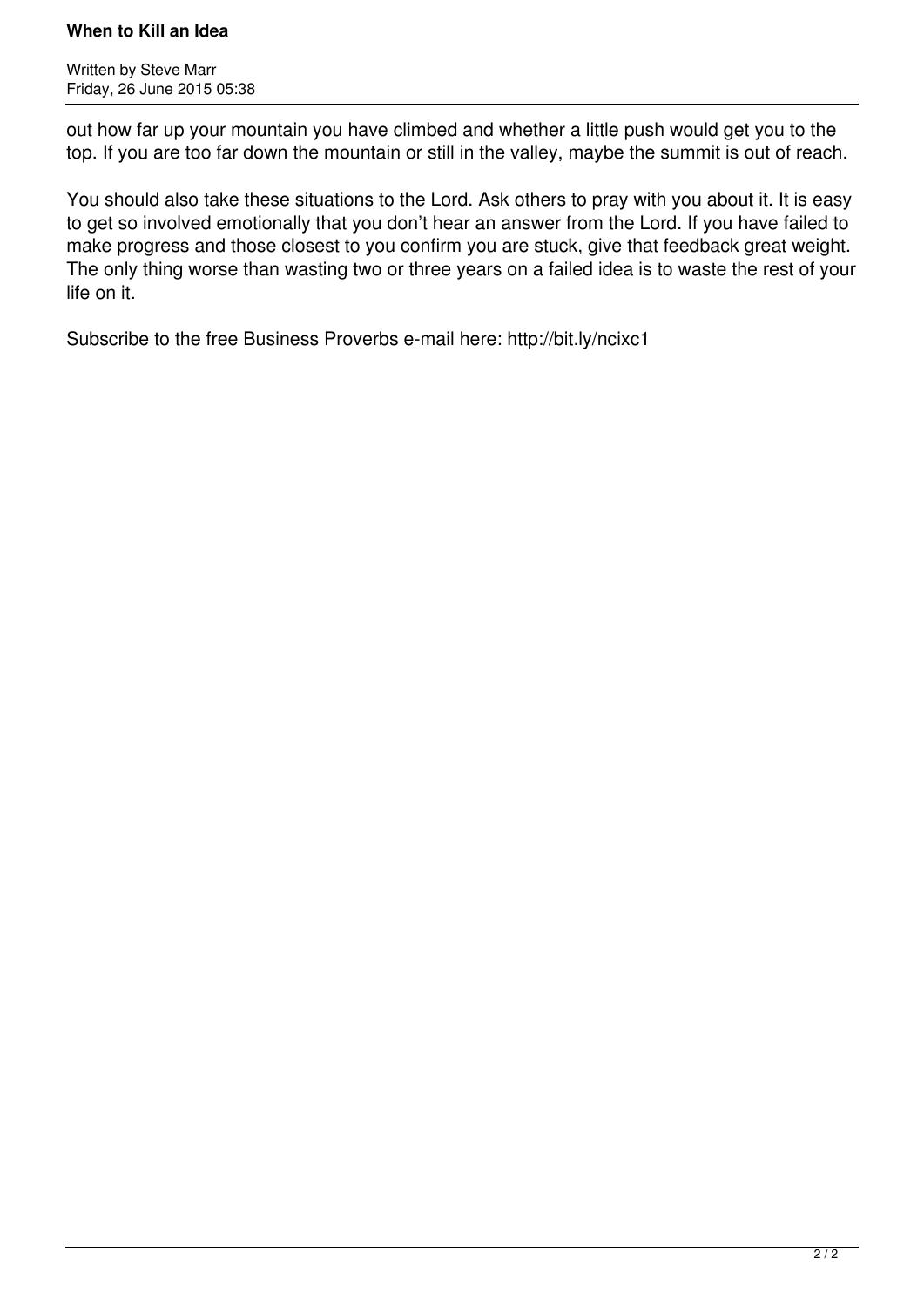out how far up your mountain you have climbed and whether a little push would get you to the top. If you are too far down the mountain or still in the valley, maybe the summit is out of reach.

You should also take these situations to the Lord. Ask others to pray with you about it. It is easy to get so involved emotionally that you don't hear an answer from the Lord. If you have failed to make progress and those closest to you confirm you are stuck, give that feedback great weight. The only thing worse than wasting two or three years on a failed idea is to waste the rest of your life on it.

Subscribe to the free Business Proverbs e-mail here: http://bit.ly/ncixc1